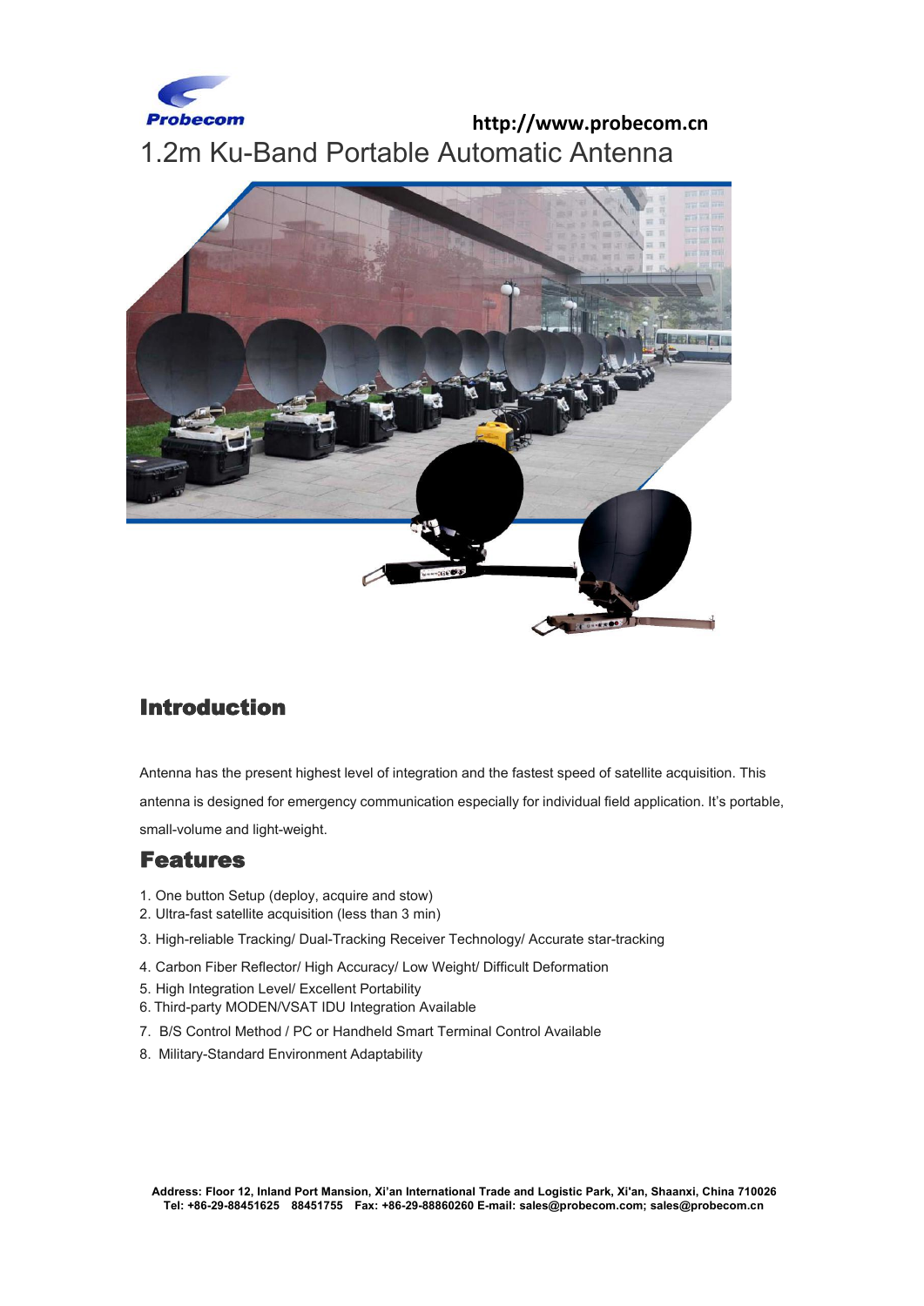Probecom

http://www.probecom.cn

# 1.2m Ku-Band Portable Automatic Antenna

## Introduction

Antenna has the present highest level of integration and the fastest speed of satellite acquisition. This antenna is designed for emergency communication especially for individual field application. It's portable, small-volume and light-weight.

## Features

1. One button Setup (deploy, acquire and stow)
2. Ultra-fast satellite acquisition (less than 3 min)
3. High-reliable Tracking/ Dual-Tracking Receiver Technology/ Accurate star-tracking
4. Carbon Fiber Reflector/ High Accuracy/ Low Weight/ Difficult Deformation
5. High Integration Level/ Excellent Portability
6. Third-party MODEN/VSAT IDU Integration Available
7. B/S Control Method / PC or Handheld Smart Terminal Control Available
8. Military-Standard Environment Adaptability

**Address: Floor 12, Inland Port Mansion, Xi'an International Trade and Logistic Park, Xi'an, Shaanxi, China 710026**
**Tel: +86-29-88451625 88451755 Fax: +86-29-88860260 E-mail: sales@probecom.com; sales@probecom.cn**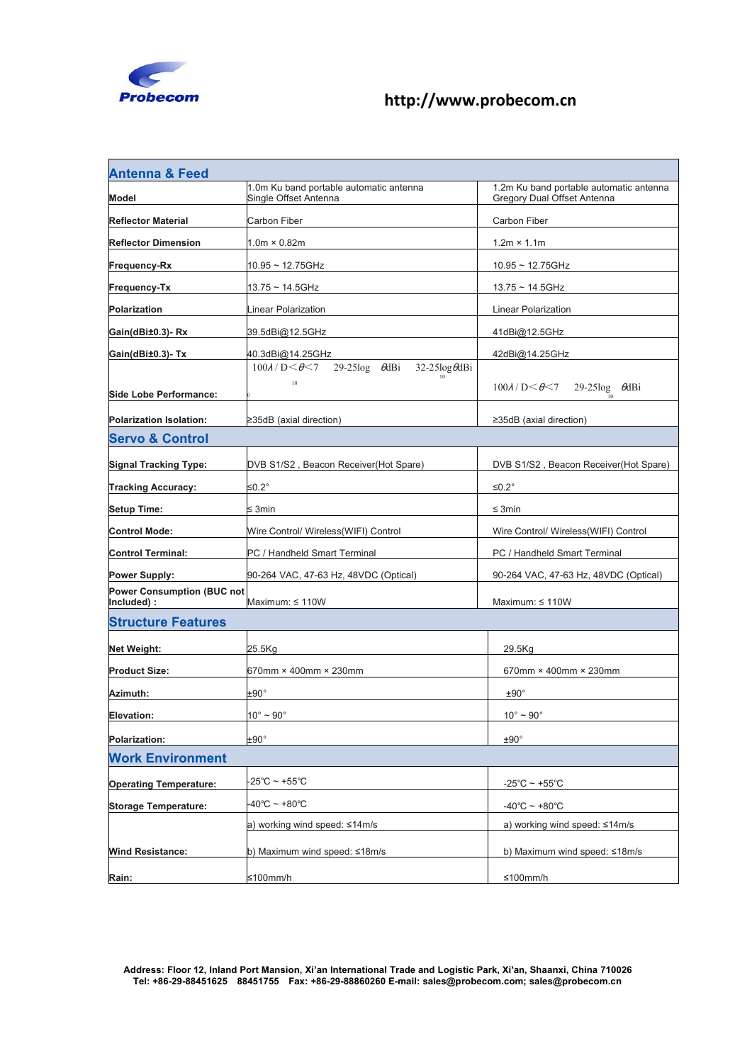**Probecom**

**http://www.probecom.cn**

| | | |
|---|---|---|
| **Antenna & Feed** | | |
| **Model** | 1.0m Ku band portable automatic antenna Single Offset Antenna | 1.2m Ku band portable automatic antenna Gregory Dual Offset Antenna |
| **Reflector Material** | Carbon Fiber | Carbon Fiber |
| **Reflector Dimension** | 1.0m × 0.82m | 1.2m × 1.1m |
| **Frequency-Rx** | 10.95 ~ 12.75GHz | 10.95 ~ 12.75GHz |
| **Frequency-Tx** | 13.75 ~ 14.5GHz | 13.75 ~ 14.5GHz |
| **Polarization** | Linear Polarization | Linear Polarization |
| **Gain(dBi±0.3)- Rx** | 39.5dBi@12.5GHz | 41dBi@12.5GHz |
| **Gain(dBi±0.3)- Tx** | 40.3dBi@14.25GHz | 42dBi@14.25GHz |
| **Side Lobe Performance:** | $100\lambda / D < \theta < 7$ $29\text{-}25\log_{10}\theta$ dBi $32\text{-}25\log_{10}\theta$ dBi | $100\lambda / D < \theta < 7$ $29\text{-}25\log_{10}\theta$ dBi |
| **Polarization Isolation:** | ≥35dB (axial direction) | ≥35dB (axial direction) |
| **Servo & Control** | | |
| **Signal Tracking Type:** | DVB S1/S2 , Beacon Receiver(Hot Spare) | DVB S1/S2 , Beacon Receiver(Hot Spare) |
| **Tracking Accuracy:** | ≤0.2° | ≤0.2° |
| **Setup Time:** | ≤ 3min | ≤ 3min |
| **Control Mode:** | Wire Control/ Wireless(WIFI) Control | Wire Control/ Wireless(WIFI) Control |
| **Control Terminal:** | PC / Handheld Smart Terminal | PC / Handheld Smart Terminal |
| **Power Supply:** | 90-264 VAC, 47-63 Hz, 48VDC (Optical) | 90-264 VAC, 47-63 Hz, 48VDC (Optical) |
| **Power Consumption (BUC not Included) :** | Maximum: ≤ 110W | Maximum: ≤ 110W |
| **Structure Features** | | |
| **Net Weight:** | 25.5Kg | 29.5Kg |
| **Product Size:** | 670mm × 400mm × 230mm | 670mm × 400mm × 230mm |
| **Azimuth:** | ±90° | ±90° |
| **Elevation:** | 10° ~ 90° | 10° ~ 90° |
| **Polarization:** | ±90° | ±90° |
| **Work Environment** | | |
| **Operating Temperature:** | -25℃ ~ +55℃ | -25℃ ~ +55℃ |
| **Storage Temperature:** | -40℃ ~ +80℃ | -40℃ ~ +80℃ |
| **Wind Resistance:** | a) working wind speed: ≤14m/s<br>b) Maximum wind speed: ≤18m/s | a) working wind speed: ≤14m/s<br>b) Maximum wind speed: ≤18m/s |
| **Rain:** | ≤100mm/h | ≤100mm/h |

**Address: Floor 12, Inland Port Mansion, Xi'an International Trade and Logistic Park, Xi'an, Shaanxi, China 710026**
**Tel: +86-29-88451625 88451755 Fax: +86-29-88860260 E-mail: sales@probecom.com; sales@probecom.cn**